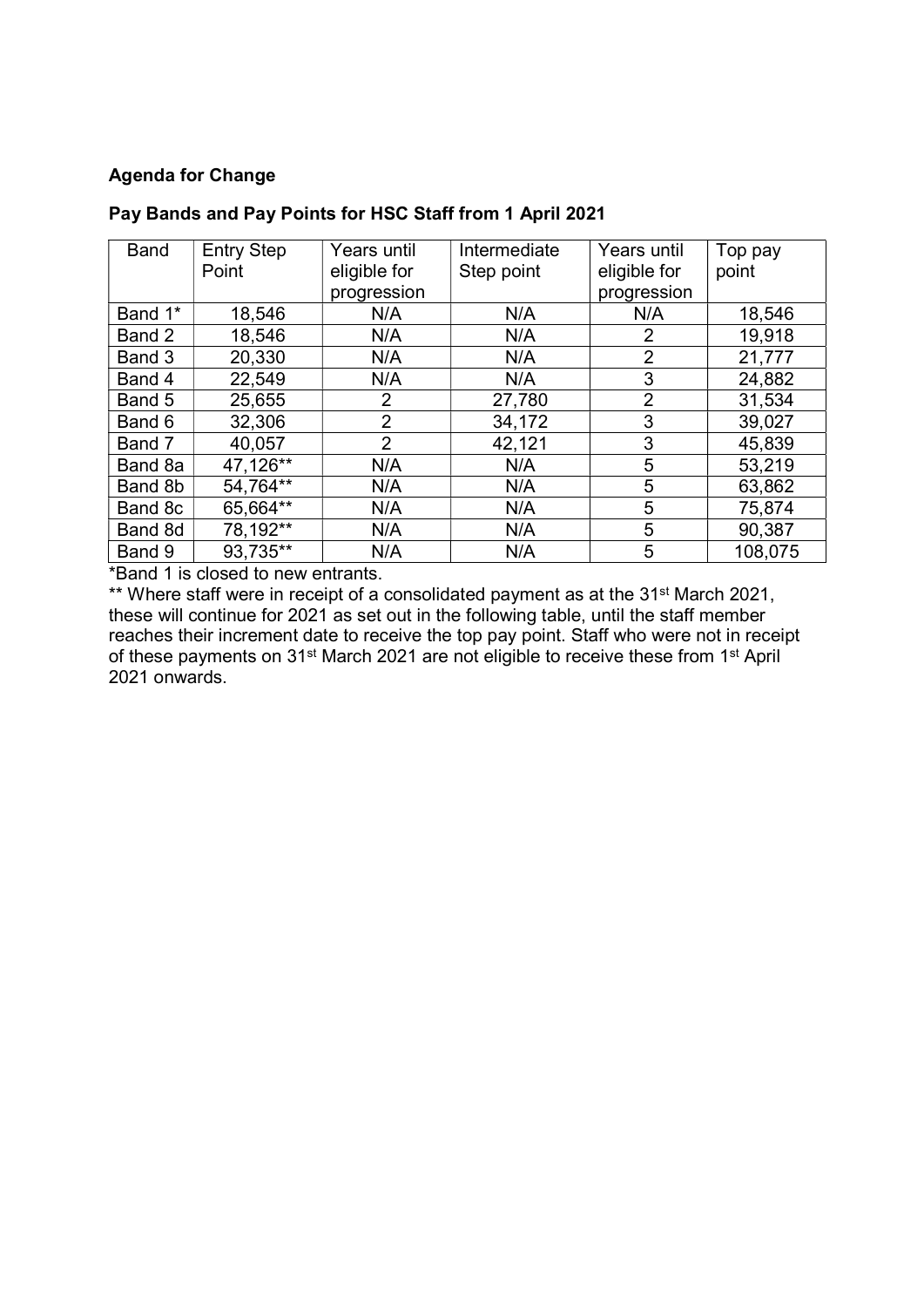**Agenda for Change**

**Pay Bands and Pay Points for HSC Staff from 1 April 2021**

| Band | Entry Step Point | Years until eligible for progression | Intermediate Step point | Years until eligible for progression | Top pay point |
|---|---|---|---|---|---|
| Band 1* | 18,546 | N/A | N/A | N/A | 18,546 |
| Band 2 | 18,546 | N/A | N/A | 2 | 19,918 |
| Band 3 | 20,330 | N/A | N/A | 2 | 21,777 |
| Band 4 | 22,549 | N/A | N/A | 3 | 24,882 |
| Band 5 | 25,655 | 2 | 27,780 | 2 | 31,534 |
| Band 6 | 32,306 | 2 | 34,172 | 3 | 39,027 |
| Band 7 | 40,057 | 2 | 42,121 | 3 | 45,839 |
| Band 8a | 47,126** | N/A | N/A | 5 | 53,219 |
| Band 8b | 54,764** | N/A | N/A | 5 | 63,862 |
| Band 8c | 65,664** | N/A | N/A | 5 | 75,874 |
| Band 8d | 78,192** | N/A | N/A | 5 | 90,387 |
| Band 9 | 93,735** | N/A | N/A | 5 | 108,075 |

*Band 1 is closed to new entrants.

** Where staff were in receipt of a consolidated payment as at the 31st March 2021, these will continue for 2021 as set out in the following table, until the staff member reaches their increment date to receive the top pay point. Staff who were not in receipt of these payments on 31st March 2021 are not eligible to receive these from 1st April 2021 onwards.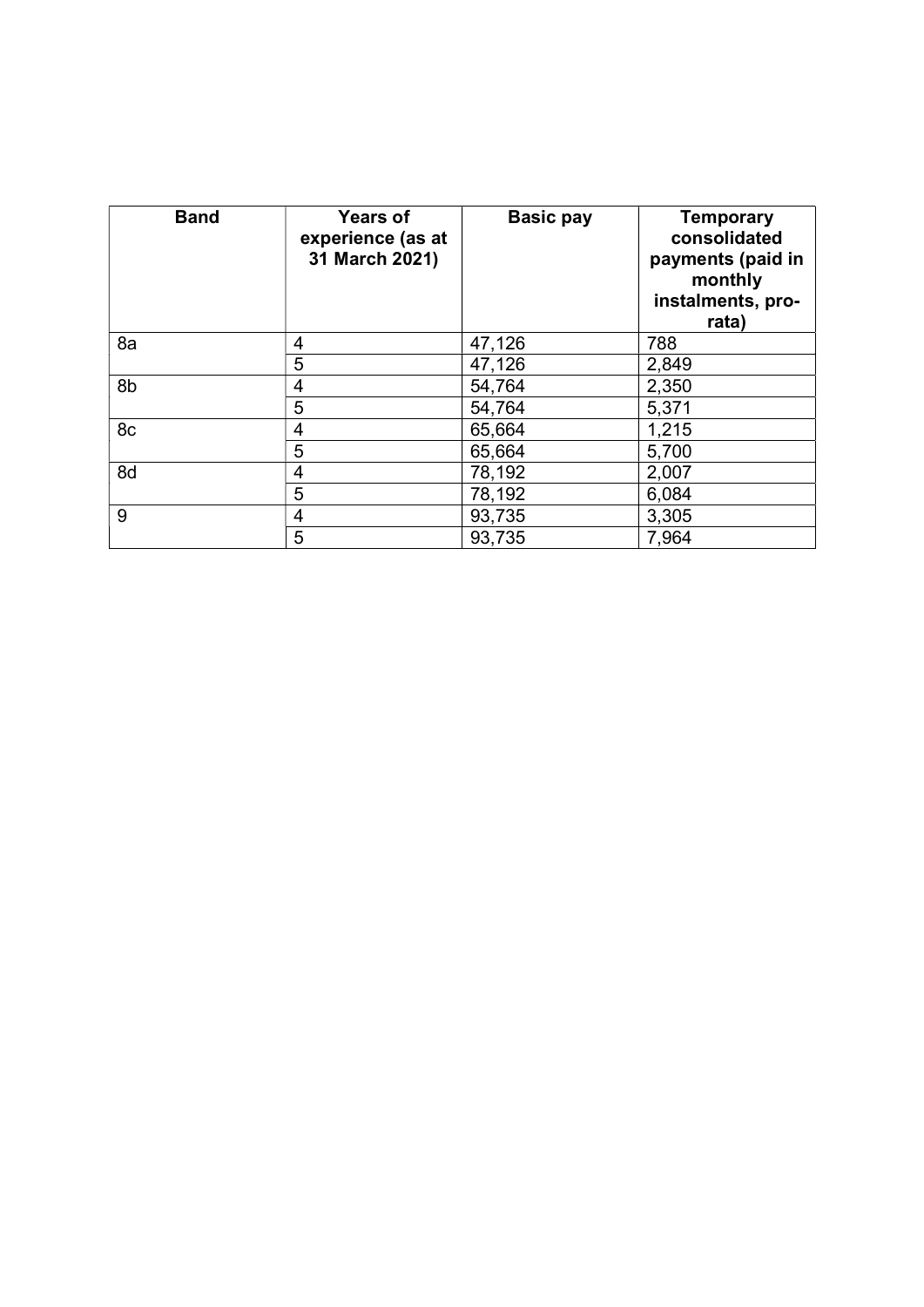| Band | Years of experience (as at 31 March 2021) | Basic pay | Temporary consolidated payments (paid in monthly instalments, pro-rata) |
| --- | --- | --- | --- |
| 8a | 4 | 47,126 | 788 |
| | 5 | 47,126 | 2,849 |
| 8b | 4 | 54,764 | 2,350 |
| | 5 | 54,764 | 5,371 |
| 8c | 4 | 65,664 | 1,215 |
| | 5 | 65,664 | 5,700 |
| 8d | 4 | 78,192 | 2,007 |
| | 5 | 78,192 | 6,084 |
| 9 | 4 | 93,735 | 3,305 |
| | 5 | 93,735 | 7,964 |